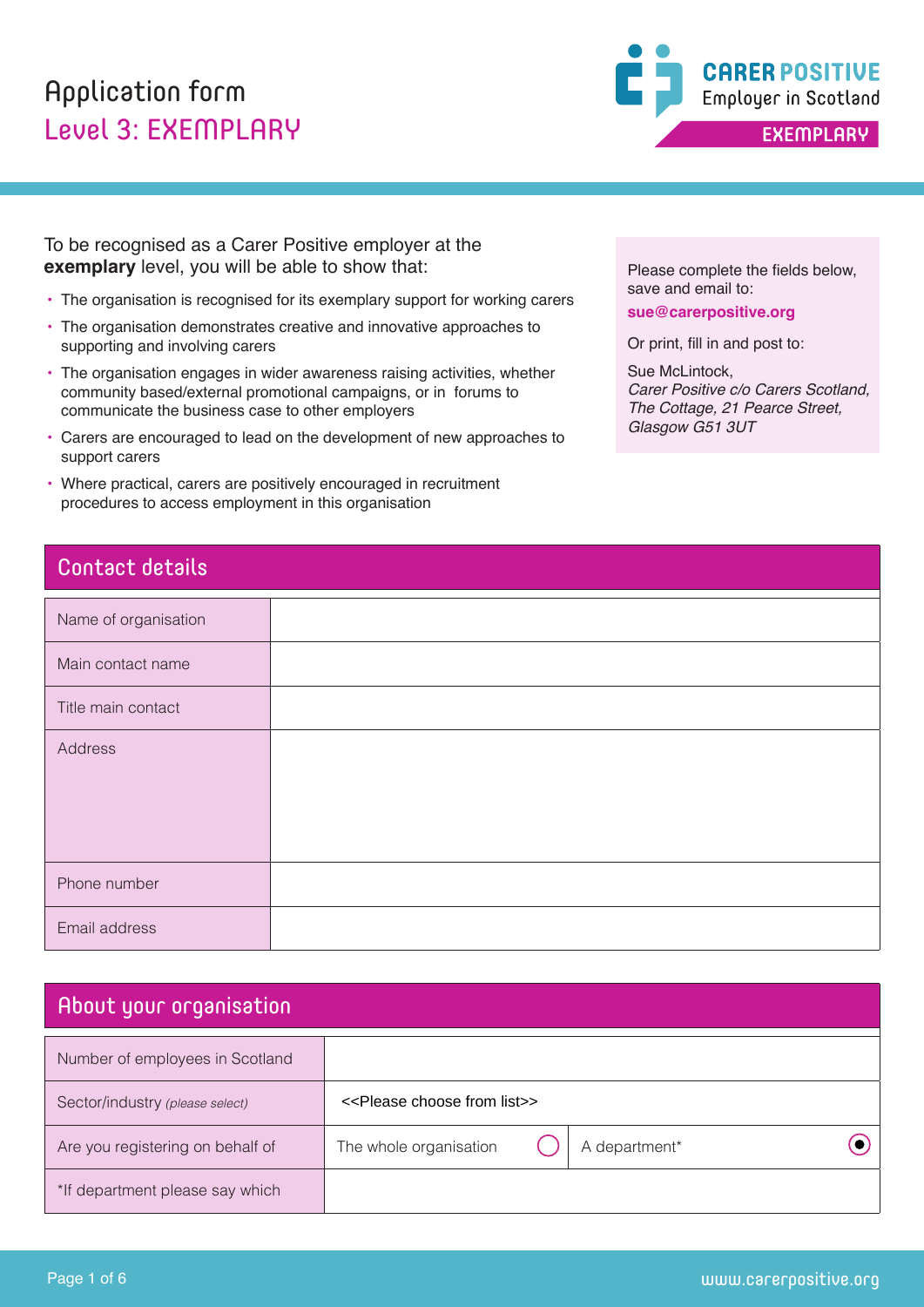# Application form

## Level 3: EXEMPLARY

CARER POSITIVE
Employer in Scotland
EXEMPLARY

To be recognised as a Carer Positive employer at the **exemplary** level, you will be able to show that:

- The organisation is recognised for its exemplary support for working carers
- The organisation demonstrates creative and innovative approaches to supporting and involving carers
- The organisation engages in wider awareness raising activities, whether community based/external promotional campaigns, or in forums to communicate the business case to other employers
- Carers are encouraged to lead on the development of new approaches to support carers
- Where practical, carers are positively encouraged in recruitment procedures to access employment in this organisation

Please complete the fields below, save and email to:

**sue@carerpositive.org**

Or print, fill in and post to:

Sue McLintock,
*Carer Positive c/o Carers Scotland,*
*The Cottage, 21 Pearce Street,*
*Glasgow G51 3UT*

## Contact details

| | |
|---|---|
| Name of organisation | |
| Main contact name | |
| Title main contact | |
| Address | |
| Phone number | |
| Email address | |

## About your organisation

| | | | | |
|---|---|---|---|---|
| Number of employees in Scotland | | | | |
| Sector/industry *(please select)* | <<Please choose from list>> | | | |
| Are you registering on behalf of | The whole organisation | ○ | A department* | ◉ |
| *If department please say which | | | | |

www.carerpositive.org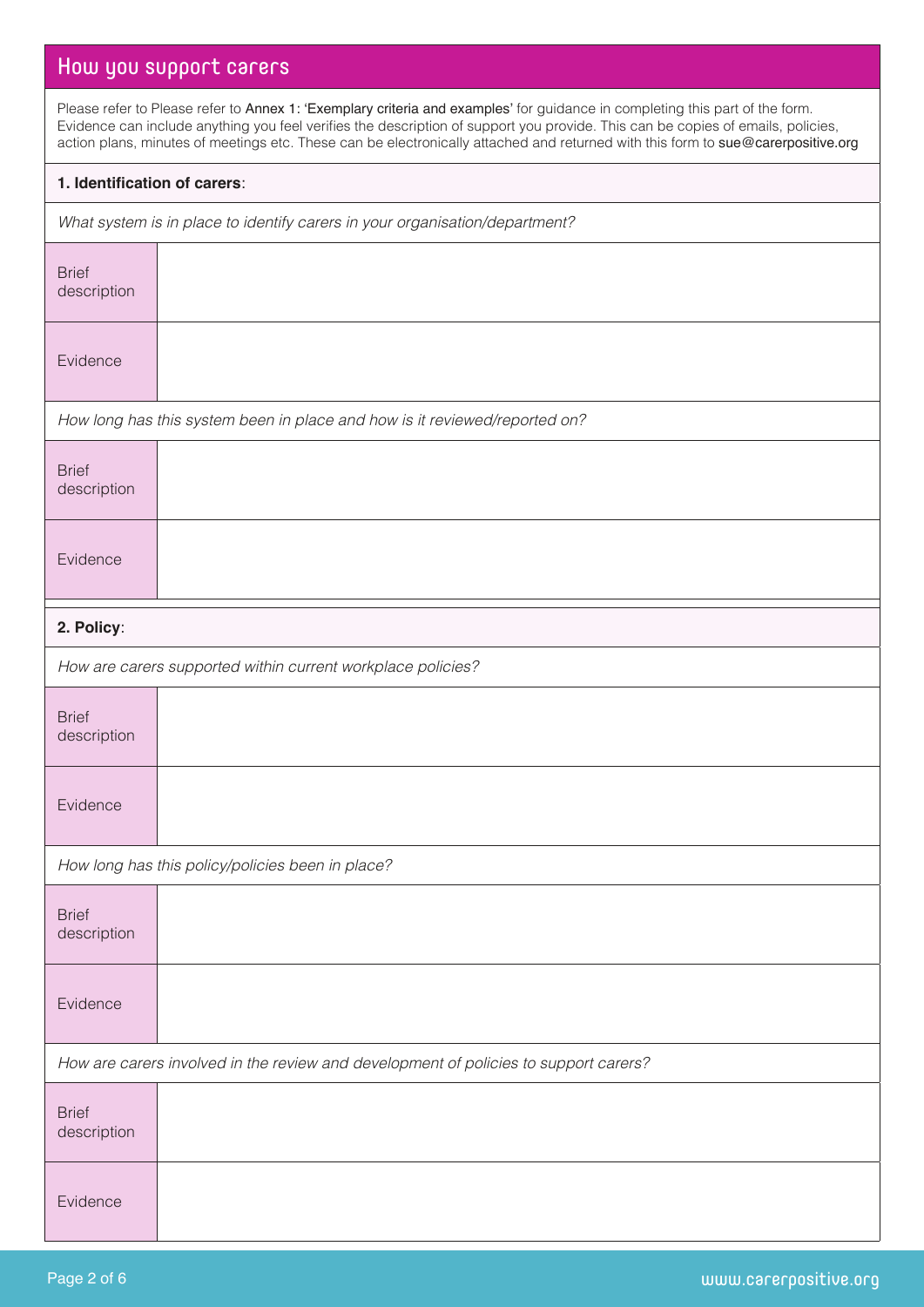## How you support carers

Please refer to Please refer to Annex 1: 'Exemplary criteria and examples' for guidance in completing this part of the form. Evidence can include anything you feel verifies the description of support you provide. This can be copies of emails, policies, action plans, minutes of meetings etc. These can be electronically attached and returned with this form to sue@carerpositive.org

### 1. Identification of carers:

*What system is in place to identify carers in your organisation/department?*

| | |
|---|---|
| Brief description | |
| Evidence | |

*How long has this system been in place and how is it reviewed/reported on?*

| | |
|---|---|
| Brief description | |
| Evidence | |

### 2. Policy:

*How are carers supported within current workplace policies?*

| | |
|---|---|
| Brief description | |
| Evidence | |

*How long has this policy/policies been in place?*

| | |
|---|---|
| Brief description | |
| Evidence | |

*How are carers involved in the review and development of policies to support carers?*

| | |
|---|---|
| Brief description | |
| Evidence | |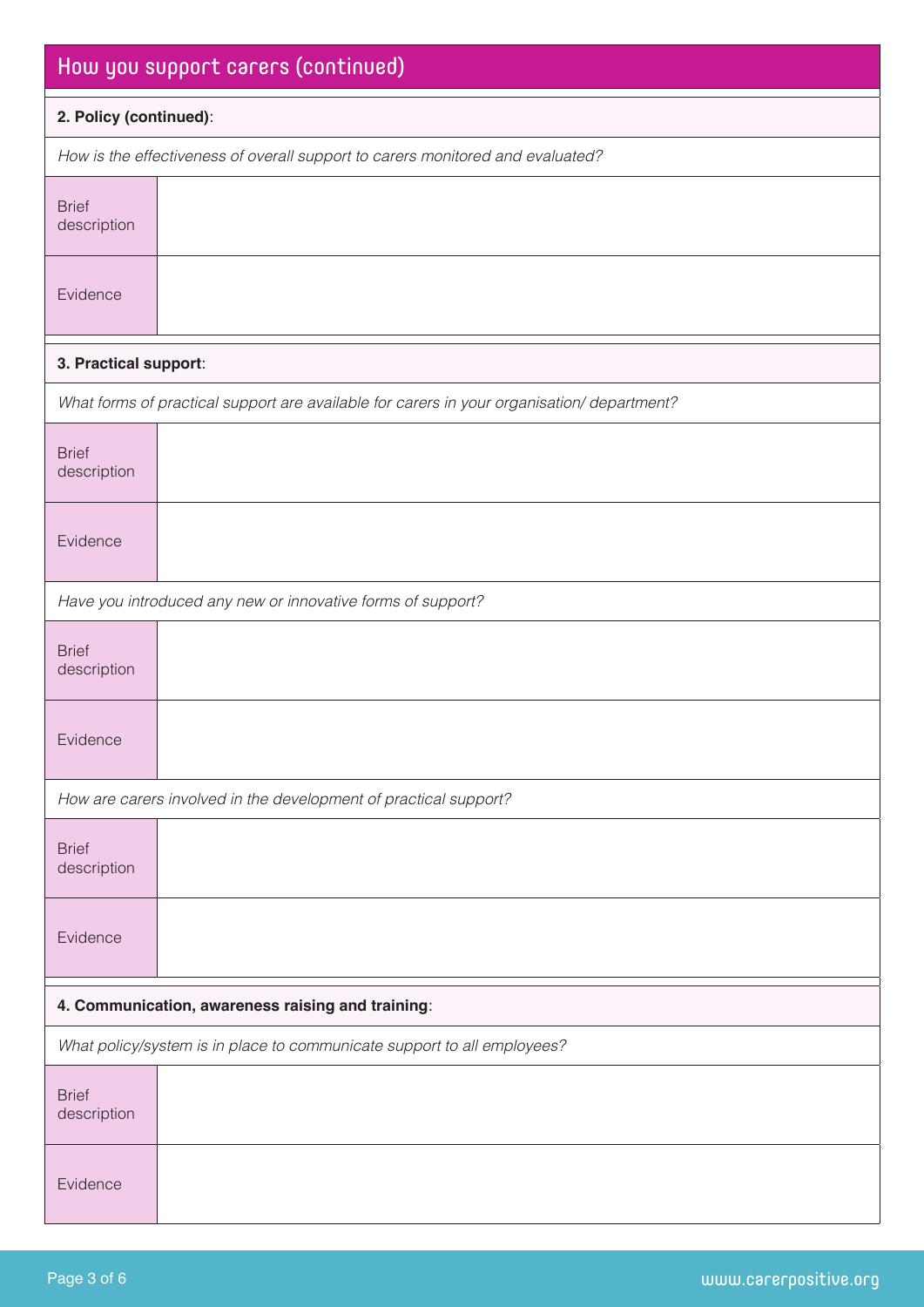## How you support carers (continued)

**2. Policy (continued)**:

*How is the effectiveness of overall support to carers monitored and evaluated?*

| | |
|---|---|
| Brief description | |
| Evidence | |

**3. Practical support**:

*What forms of practical support are available for carers in your organisation/ department?*

| | |
|---|---|
| Brief description | |
| Evidence | |

*Have you introduced any new or innovative forms of support?*

| | |
|---|---|
| Brief description | |
| Evidence | |

*How are carers involved in the development of practical support?*

| | |
|---|---|
| Brief description | |
| Evidence | |

**4. Communication, awareness raising and training**:

*What policy/system is in place to communicate support to all employees?*

| | |
|---|---|
| Brief description | |
| Evidence | |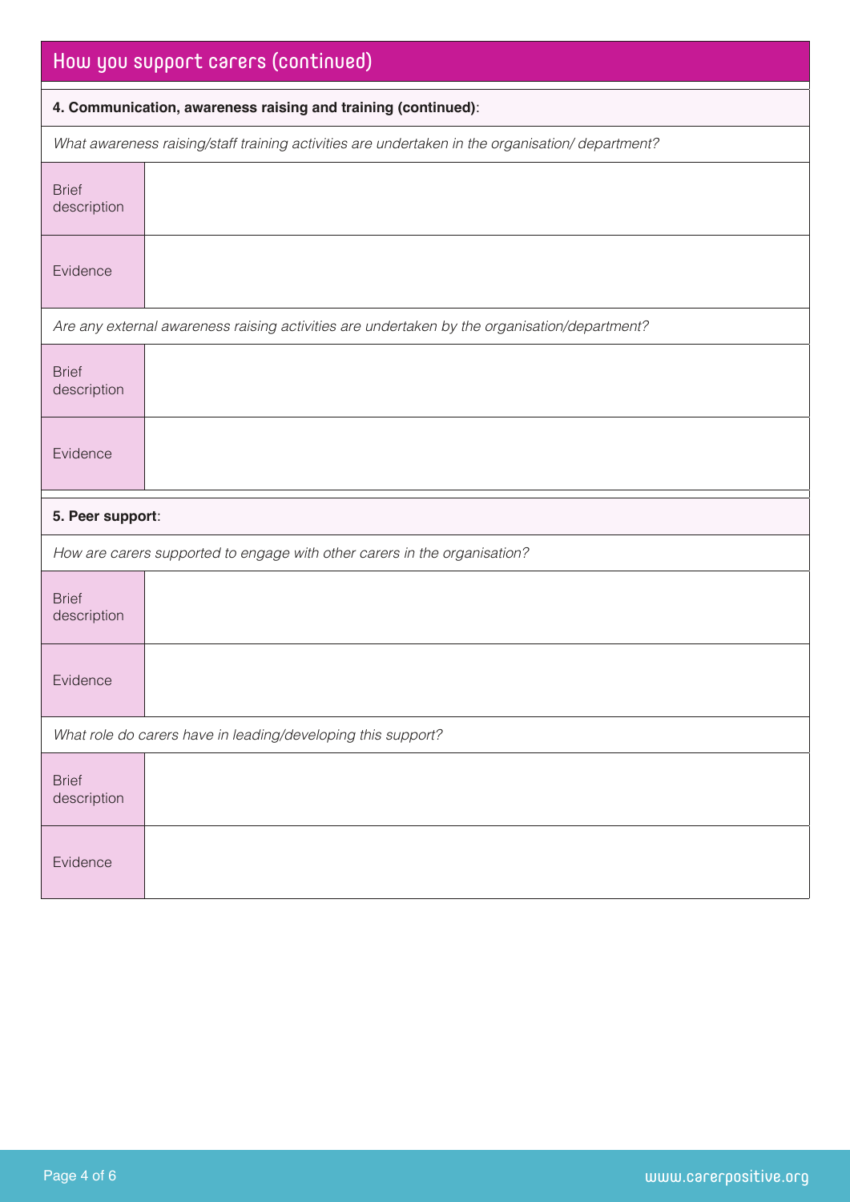## How you support carers (continued)

**4. Communication, awareness raising and training (continued)**:

*What awareness raising/staff training activities are undertaken in the organisation/ department?*

| | |
|---|---|
| Brief description | |
| Evidence | |

*Are any external awareness raising activities are undertaken by the organisation/department?*

| | |
|---|---|
| Brief description | |
| Evidence | |

**5. Peer support**:

*How are carers supported to engage with other carers in the organisation?*

| | |
|---|---|
| Brief description | |
| Evidence | |

*What role do carers have in leading/developing this support?*

| | |
|---|---|
| Brief description | |
| Evidence | |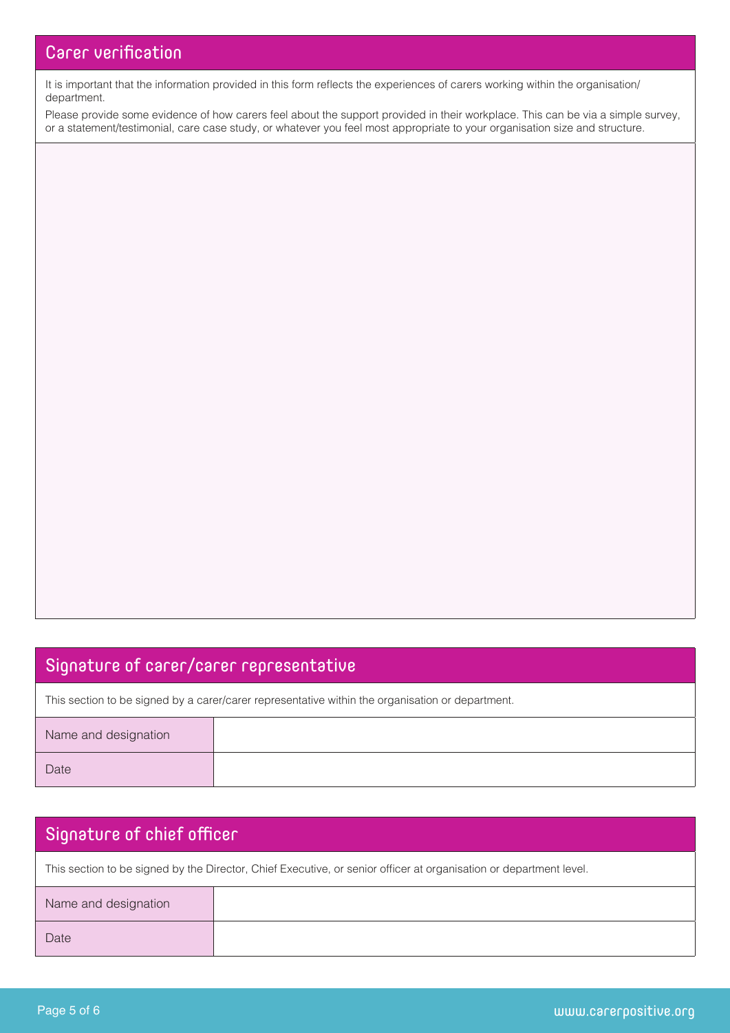## Carer verification

It is important that the information provided in this form reflects the experiences of carers working within the organisation/department.

Please provide some evidence of how carers feel about the support provided in their workplace. This can be via a simple survey, or a statement/testimonial, care case study, or whatever you feel most appropriate to your organisation size and structure.

## Signature of carer/carer representative

This section to be signed by a carer/carer representative within the organisation or department.

| | |
|---|---|
| Name and designation | |
| Date | |

## Signature of chief officer

This section to be signed by the Director, Chief Executive, or senior officer at organisation or department level.

| | |
|---|---|
| Name and designation | |
| Date | |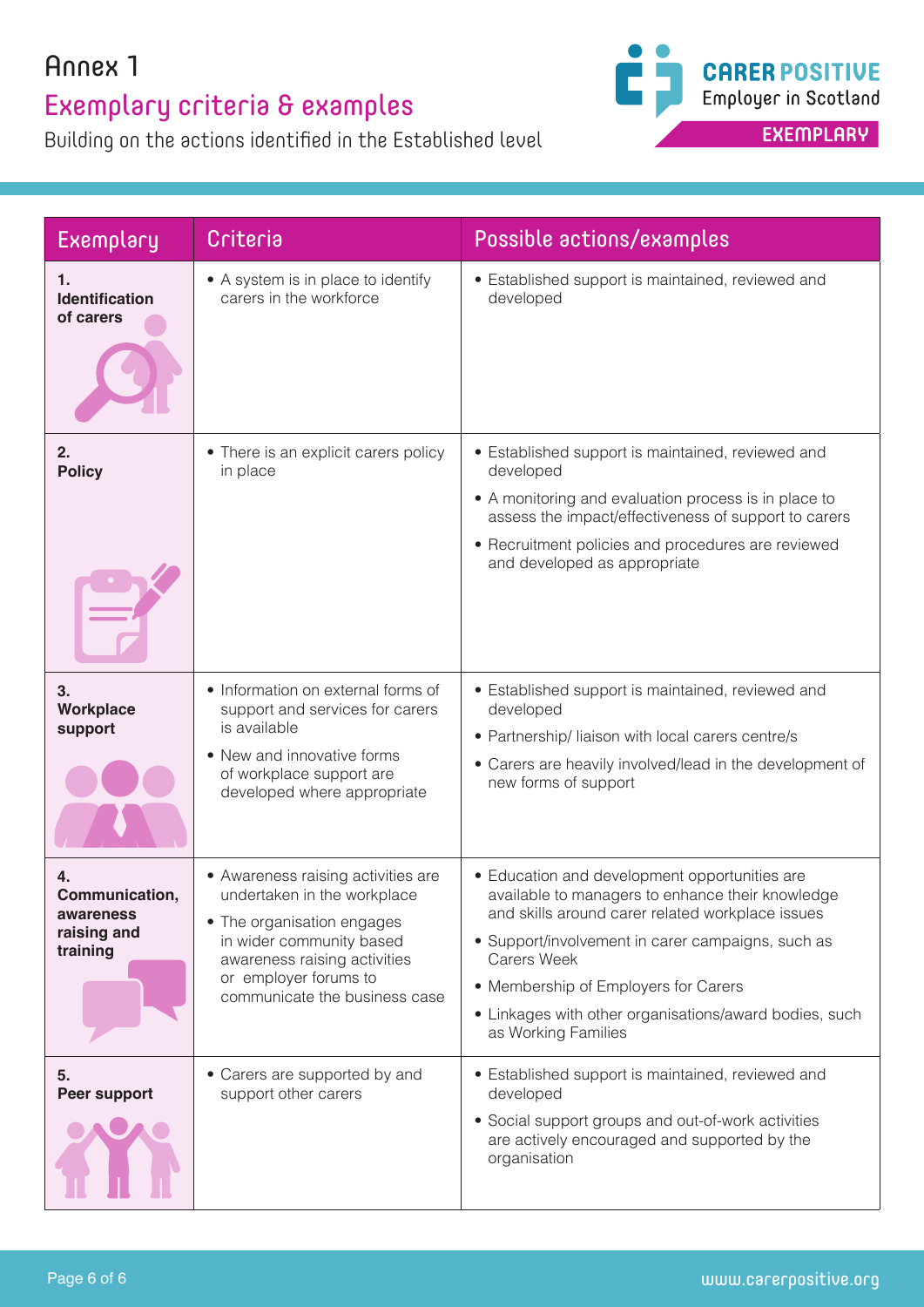# Annex 1

## Exemplary criteria & examples

Building on the actions identified in the Established level

CARER POSITIVE
Employer in Scotland
EXEMPLARY

| Exemplary | Criteria | Possible actions/examples |
| --- | --- | --- |
| **1. Identification of carers** | • A system is in place to identify carers in the workforce | • Established support is maintained, reviewed and developed |
| **2. Policy** | • There is an explicit carers policy in place | • Established support is maintained, reviewed and developed<br>• A monitoring and evaluation process is in place to assess the impact/effectiveness of support to carers<br>• Recruitment policies and procedures are reviewed and developed as appropriate |
| **3. Workplace support** | • Information on external forms of support and services for carers is available<br>• New and innovative forms of workplace support are developed where appropriate | • Established support is maintained, reviewed and developed<br>• Partnership/ liaison with local carers centre/s<br>• Carers are heavily involved/lead in the development of new forms of support |
| **4. Communication, awareness raising and training** | • Awareness raising activities are undertaken in the workplace<br>• The organisation engages in wider community based awareness raising activities or employer forums to communicate the business case | • Education and development opportunities are available to managers to enhance their knowledge and skills around carer related workplace issues<br>• Support/involvement in carer campaigns, such as Carers Week<br>• Membership of Employers for Carers<br>• Linkages with other organisations/award bodies, such as Working Families |
| **5. Peer support** | • Carers are supported by and support other carers | • Established support is maintained, reviewed and developed<br>• Social support groups and out-of-work activities are actively encouraged and supported by the organisation |

www.carerpositive.org